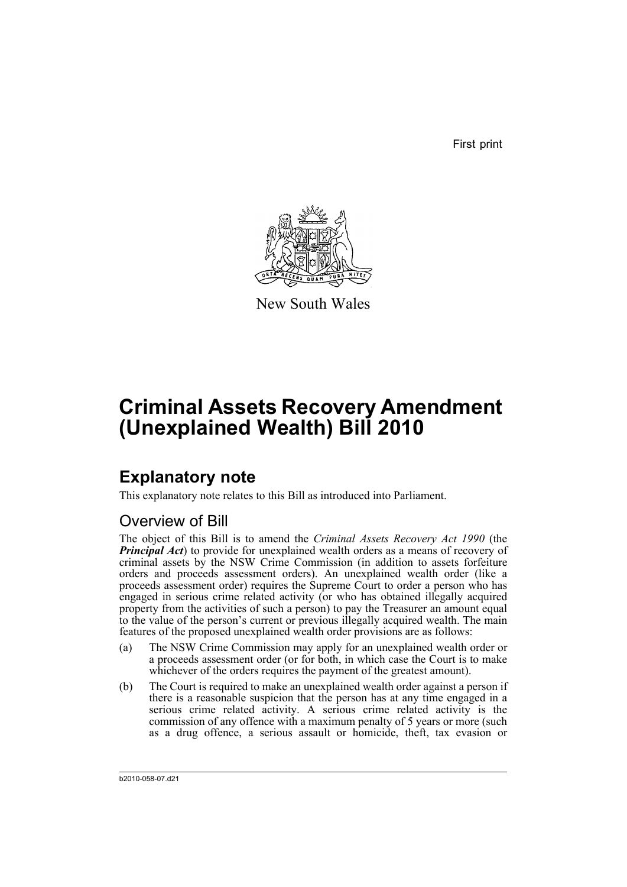First print

New South Wales

# Criminal Assets Recovery Amendment (Unexplained Wealth) Bill 2010

## Explanatory note

This explanatory note relates to this Bill as introduced into Parliament.

### Overview of Bill

The object of this Bill is to amend the *Criminal Assets Recovery Act 1990* (the ***Principal Act***) to provide for unexplained wealth orders as a means of recovery of criminal assets by the NSW Crime Commission (in addition to assets forfeiture orders and proceeds assessment orders). An unexplained wealth order (like a proceeds assessment order) requires the Supreme Court to order a person who has engaged in serious crime related activity (or who has obtained illegally acquired property from the activities of such a person) to pay the Treasurer an amount equal to the value of the person's current or previous illegally acquired wealth. The main features of the proposed unexplained wealth order provisions are as follows:

(a) The NSW Crime Commission may apply for an unexplained wealth order or a proceeds assessment order (or for both, in which case the Court is to make whichever of the orders requires the payment of the greatest amount).

(b) The Court is required to make an unexplained wealth order against a person if there is a reasonable suspicion that the person has at any time engaged in a serious crime related activity. A serious crime related activity is the commission of any offence with a maximum penalty of 5 years or more (such as a drug offence, a serious assault or homicide, theft, tax evasion or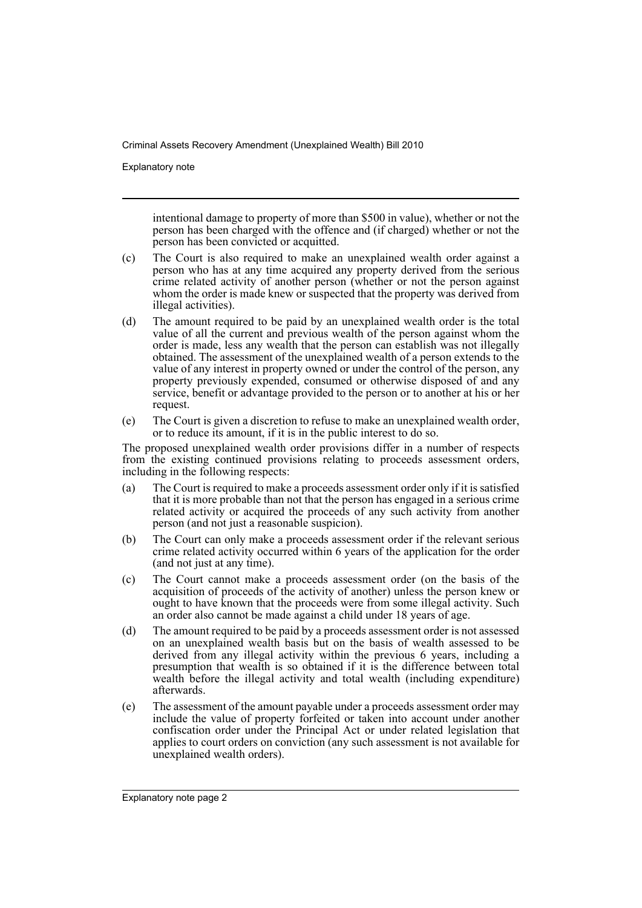intentional damage to property of more than $500 in value), whether or not the person has been charged with the offence and (if charged) whether or not the person has been convicted or acquitted.

(c) The Court is also required to make an unexplained wealth order against a person who has at any time acquired any property derived from the serious crime related activity of another person (whether or not the person against whom the order is made knew or suspected that the property was derived from illegal activities).

(d) The amount required to be paid by an unexplained wealth order is the total value of all the current and previous wealth of the person against whom the order is made, less any wealth that the person can establish was not illegally obtained. The assessment of the unexplained wealth of a person extends to the value of any interest in property owned or under the control of the person, any property previously expended, consumed or otherwise disposed of and any service, benefit or advantage provided to the person or to another at his or her request.

(e) The Court is given a discretion to refuse to make an unexplained wealth order, or to reduce its amount, if it is in the public interest to do so.

The proposed unexplained wealth order provisions differ in a number of respects from the existing continued provisions relating to proceeds assessment orders, including in the following respects:

(a) The Court is required to make a proceeds assessment order only if it is satisfied that it is more probable than not that the person has engaged in a serious crime related activity or acquired the proceeds of any such activity from another person (and not just a reasonable suspicion).

(b) The Court can only make a proceeds assessment order if the relevant serious crime related activity occurred within 6 years of the application for the order (and not just at any time).

(c) The Court cannot make a proceeds assessment order (on the basis of the acquisition of proceeds of the activity of another) unless the person knew or ought to have known that the proceeds were from some illegal activity. Such an order also cannot be made against a child under 18 years of age.

(d) The amount required to be paid by a proceeds assessment order is not assessed on an unexplained wealth basis but on the basis of wealth assessed to be derived from any illegal activity within the previous 6 years, including a presumption that wealth is so obtained if it is the difference between total wealth before the illegal activity and total wealth (including expenditure) afterwards.

(e) The assessment of the amount payable under a proceeds assessment order may include the value of property forfeited or taken into account under another confiscation order under the Principal Act or under related legislation that applies to court orders on conviction (any such assessment is not available for unexplained wealth orders).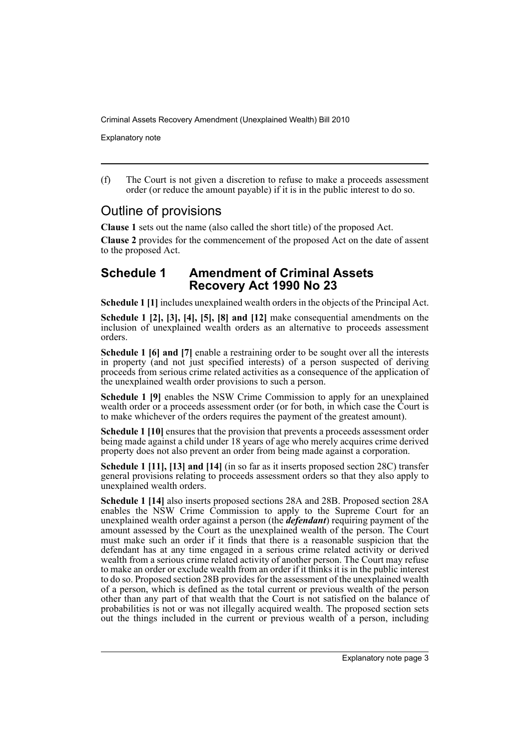(f) The Court is not given a discretion to refuse to make a proceeds assessment order (or reduce the amount payable) if it is in the public interest to do so.

## Outline of provisions

**Clause 1** sets out the name (also called the short title) of the proposed Act.

**Clause 2** provides for the commencement of the proposed Act on the date of assent to the proposed Act.

### Schedule 1 Amendment of Criminal Assets Recovery Act 1990 No 23

**Schedule 1 [1]** includes unexplained wealth orders in the objects of the Principal Act.

**Schedule 1 [2], [3], [4], [5], [8] and [12]** make consequential amendments on the inclusion of unexplained wealth orders as an alternative to proceeds assessment orders.

**Schedule 1 [6] and [7]** enable a restraining order to be sought over all the interests in property (and not just specified interests) of a person suspected of deriving proceeds from serious crime related activities as a consequence of the application of the unexplained wealth order provisions to such a person.

**Schedule 1 [9]** enables the NSW Crime Commission to apply for an unexplained wealth order or a proceeds assessment order (or for both, in which case the Court is to make whichever of the orders requires the payment of the greatest amount).

**Schedule 1 [10]** ensures that the provision that prevents a proceeds assessment order being made against a child under 18 years of age who merely acquires crime derived property does not also prevent an order from being made against a corporation.

**Schedule 1 [11], [13] and [14]** (in so far as it inserts proposed section 28C) transfer general provisions relating to proceeds assessment orders so that they also apply to unexplained wealth orders.

**Schedule 1 [14]** also inserts proposed sections 28A and 28B. Proposed section 28A enables the NSW Crime Commission to apply to the Supreme Court for an unexplained wealth order against a person (the ***defendant***) requiring payment of the amount assessed by the Court as the unexplained wealth of the person. The Court must make such an order if it finds that there is a reasonable suspicion that the defendant has at any time engaged in a serious crime related activity or derived wealth from a serious crime related activity of another person. The Court may refuse to make an order or exclude wealth from an order if it thinks it is in the public interest to do so. Proposed section 28B provides for the assessment of the unexplained wealth of a person, which is defined as the total current or previous wealth of the person other than any part of that wealth that the Court is not satisfied on the balance of probabilities is not or was not illegally acquired wealth. The proposed section sets out the things included in the current or previous wealth of a person, including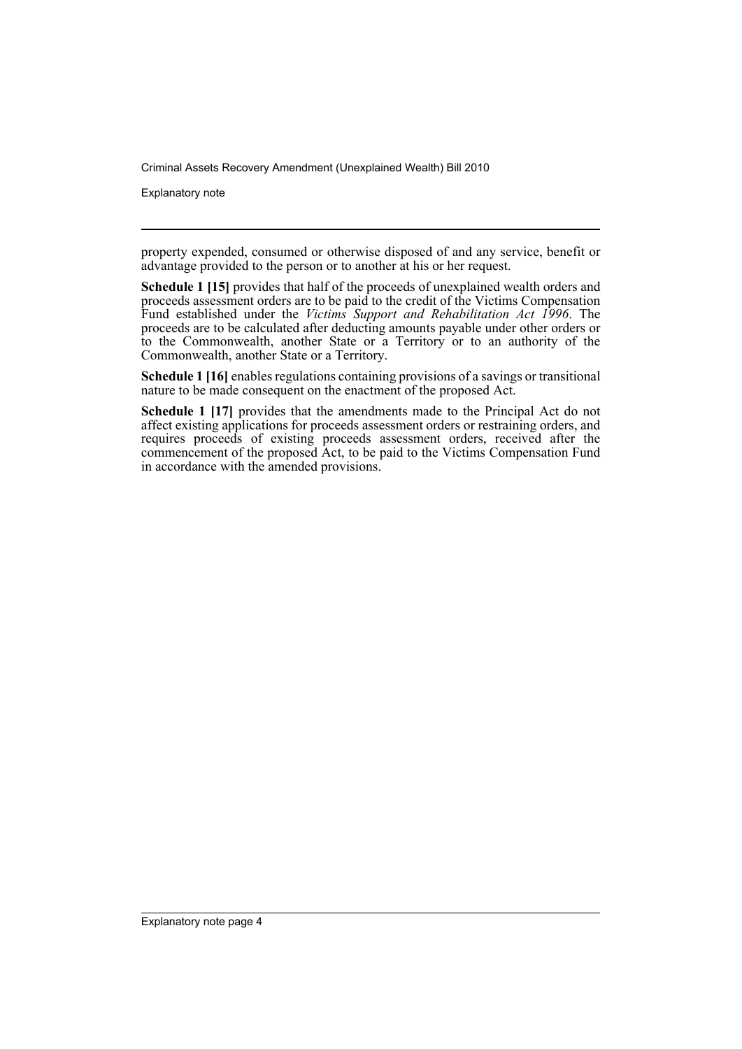property expended, consumed or otherwise disposed of and any service, benefit or advantage provided to the person or to another at his or her request.

**Schedule 1 [15]** provides that half of the proceeds of unexplained wealth orders and proceeds assessment orders are to be paid to the credit of the Victims Compensation Fund established under the *Victims Support and Rehabilitation Act 1996*. The proceeds are to be calculated after deducting amounts payable under other orders or to the Commonwealth, another State or a Territory or to an authority of the Commonwealth, another State or a Territory.

**Schedule 1 [16]** enables regulations containing provisions of a savings or transitional nature to be made consequent on the enactment of the proposed Act.

**Schedule 1 [17]** provides that the amendments made to the Principal Act do not affect existing applications for proceeds assessment orders or restraining orders, and requires proceeds of existing proceeds assessment orders, received after the commencement of the proposed Act, to be paid to the Victims Compensation Fund in accordance with the amended provisions.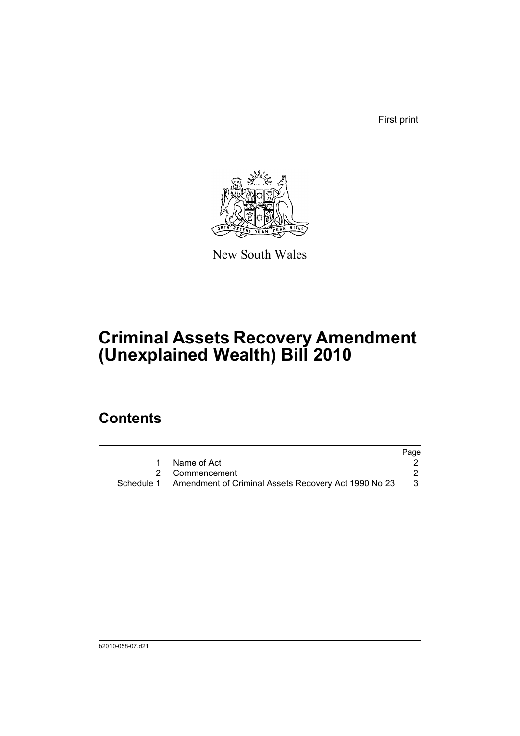First print

New South Wales

# Criminal Assets Recovery Amendment (Unexplained Wealth) Bill 2010

## Contents

| | | Page |
|---|---|---|
| 1 | Name of Act | 2 |
| 2 | Commencement | 2 |
| Schedule 1 | Amendment of Criminal Assets Recovery Act 1990 No 23 | 3 |

b2010-058-07.d21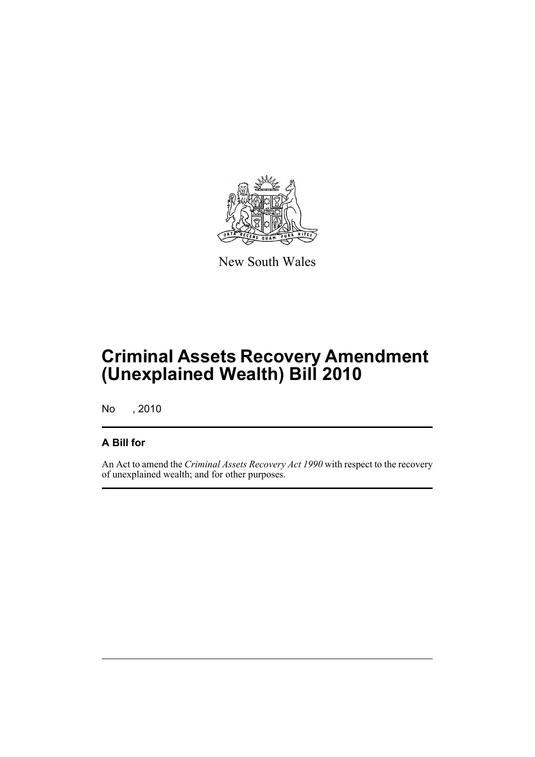New South Wales

# Criminal Assets Recovery Amendment (Unexplained Wealth) Bill 2010

No , 2010

## A Bill for

An Act to amend the *Criminal Assets Recovery Act 1990* with respect to the recovery of unexplained wealth; and for other purposes.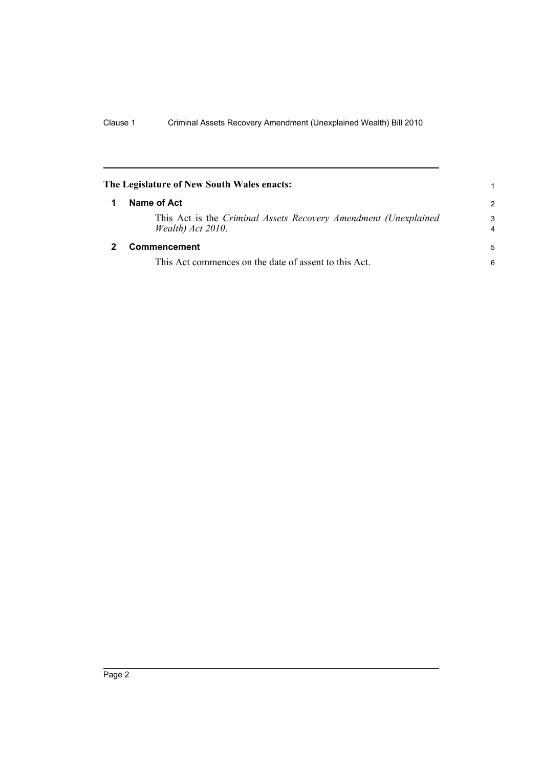**The Legislature of New South Wales enacts:**

## 1 Name of Act

This Act is the *Criminal Assets Recovery Amendment (Unexplained Wealth) Act 2010*.

## 2 Commencement

This Act commences on the date of assent to this Act.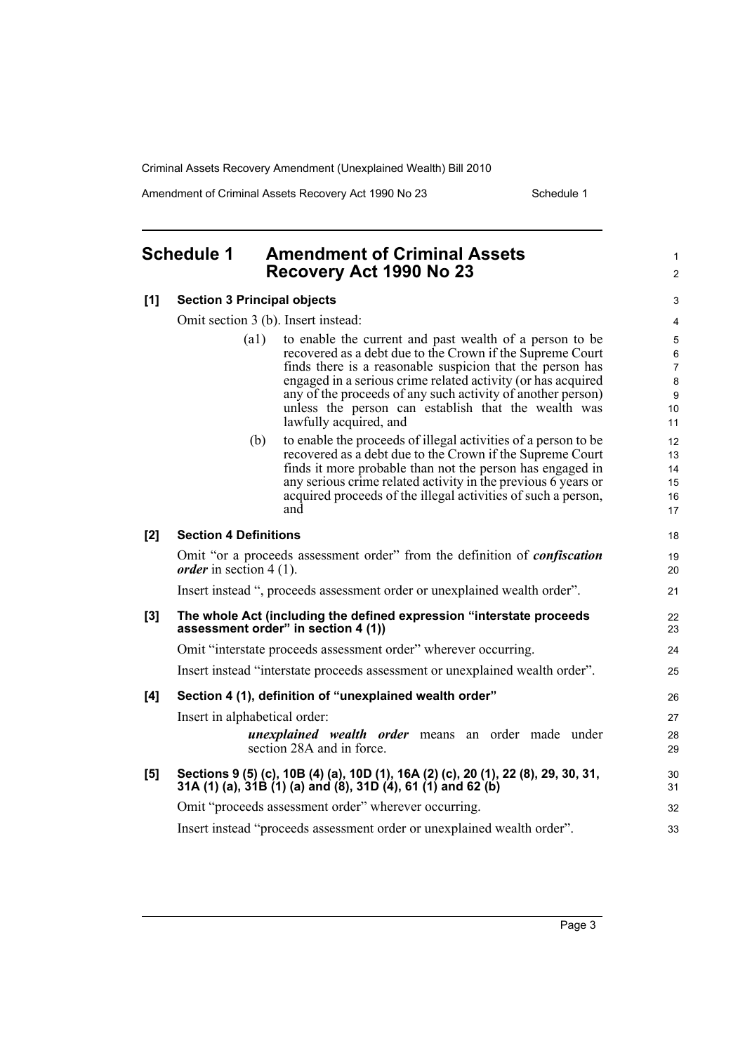## Schedule 1 Amendment of Criminal Assets Recovery Act 1990 No 23

**[1] Section 3 Principal objects**

Omit section 3 (b). Insert instead:

> (a1) to enable the current and past wealth of a person to be recovered as a debt due to the Crown if the Supreme Court finds there is a reasonable suspicion that the person has engaged in a serious crime related activity (or has acquired any of the proceeds of any such activity of another person) unless the person can establish that the wealth was lawfully acquired, and
>
> (b) to enable the proceeds of illegal activities of a person to be recovered as a debt due to the Crown if the Supreme Court finds it more probable than not the person has engaged in any serious crime related activity in the previous 6 years or acquired proceeds of the illegal activities of such a person, and

**[2] Section 4 Definitions**

Omit "or a proceeds assessment order" from the definition of ***confiscation order*** in section 4 (1).

Insert instead ", proceeds assessment order or unexplained wealth order".

**[3] The whole Act (including the defined expression "interstate proceeds assessment order" in section 4 (1))**

Omit "interstate proceeds assessment order" wherever occurring.

Insert instead "interstate proceeds assessment or unexplained wealth order".

**[4] Section 4 (1), definition of "unexplained wealth order"**

Insert in alphabetical order:

> ***unexplained wealth order*** means an order made under section 28A and in force.

**[5] Sections 9 (5) (c), 10B (4) (a), 10D (1), 16A (2) (c), 20 (1), 22 (8), 29, 30, 31, 31A (1) (a), 31B (1) (a) and (8), 31D (4), 61 (1) and 62 (b)**

Omit "proceeds assessment order" wherever occurring.

Insert instead "proceeds assessment order or unexplained wealth order".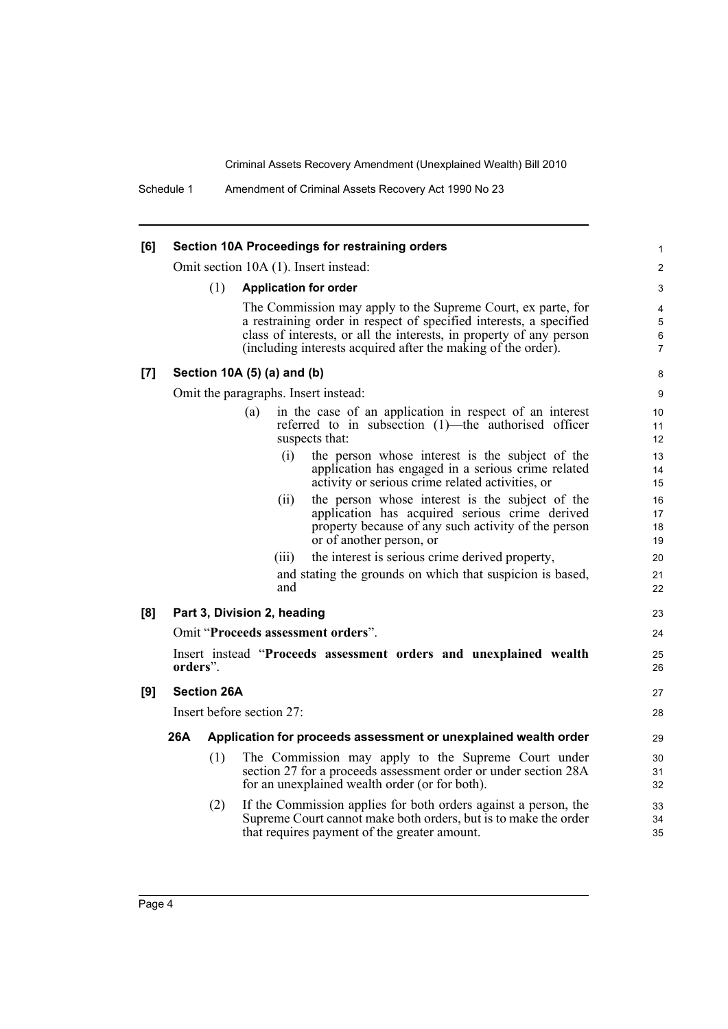**[6] Section 10A Proceedings for restraining orders**

Omit section 10A (1). Insert instead:

(1) **Application for order**

The Commission may apply to the Supreme Court, ex parte, for a restraining order in respect of specified interests, a specified class of interests, or all the interests, in property of any person (including interests acquired after the making of the order).

**[7] Section 10A (5) (a) and (b)**

Omit the paragraphs. Insert instead:

(a) in the case of an application in respect of an interest referred to in subsection (1)—the authorised officer suspects that:

(i) the person whose interest is the subject of the application has engaged in a serious crime related activity or serious crime related activities, or

(ii) the person whose interest is the subject of the application has acquired serious crime derived property because of any such activity of the person or of another person, or

(iii) the interest is serious crime derived property,

and stating the grounds on which that suspicion is based, and

**[8] Part 3, Division 2, heading**

Omit "**Proceeds assessment orders**".

Insert instead "**Proceeds assessment orders and unexplained wealth orders**".

**[9] Section 26A**

Insert before section 27:

**26A Application for proceeds assessment or unexplained wealth order**

(1) The Commission may apply to the Supreme Court under section 27 for a proceeds assessment order or under section 28A for an unexplained wealth order (or for both).

(2) If the Commission applies for both orders against a person, the Supreme Court cannot make both orders, but is to make the order that requires payment of the greater amount.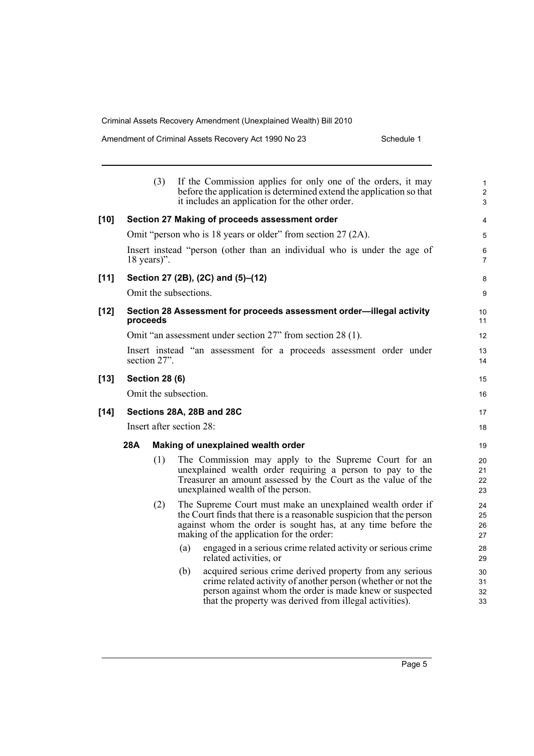(3) If the Commission applies for only one of the orders, it may before the application is determined extend the application so that it includes an application for the other order.

**[10] Section 27 Making of proceeds assessment order**

Omit "person who is 18 years or older" from section 27 (2A).

Insert instead "person (other than an individual who is under the age of 18 years)".

**[11] Section 27 (2B), (2C) and (5)–(12)**

Omit the subsections.

**[12] Section 28 Assessment for proceeds assessment order—illegal activity proceeds**

Omit "an assessment under section 27" from section 28 (1).

Insert instead "an assessment for a proceeds assessment order under section 27".

**[13] Section 28 (6)**

Omit the subsection.

**[14] Sections 28A, 28B and 28C**

Insert after section 28:

**28A Making of unexplained wealth order**

(1) The Commission may apply to the Supreme Court for an unexplained wealth order requiring a person to pay to the Treasurer an amount assessed by the Court as the value of the unexplained wealth of the person.

(2) The Supreme Court must make an unexplained wealth order if the Court finds that there is a reasonable suspicion that the person against whom the order is sought has, at any time before the making of the application for the order:

(a) engaged in a serious crime related activity or serious crime related activities, or

(b) acquired serious crime derived property from any serious crime related activity of another person (whether or not the person against whom the order is made knew or suspected that the property was derived from illegal activities).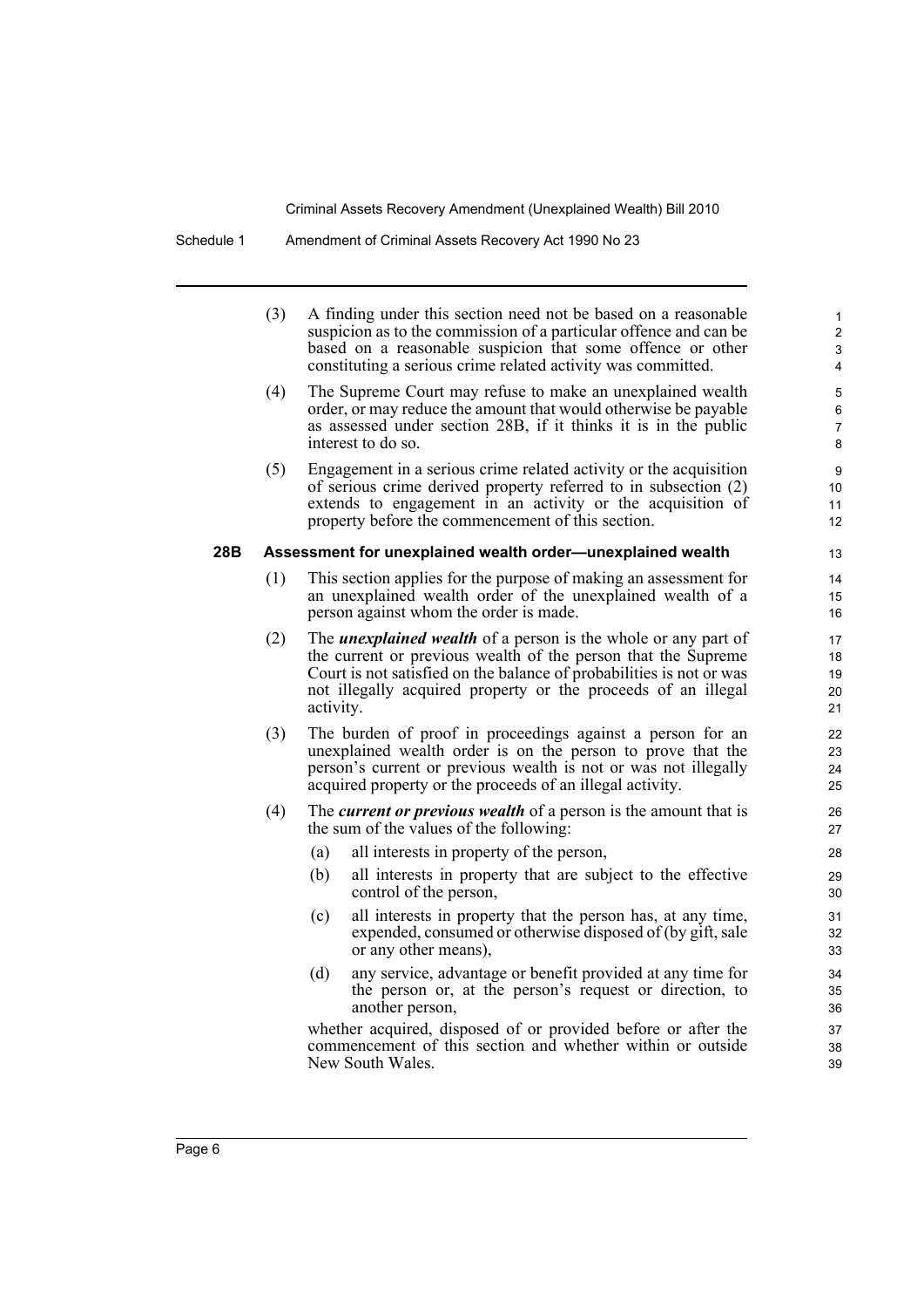(3) A finding under this section need not be based on a reasonable suspicion as to the commission of a particular offence and can be based on a reasonable suspicion that some offence or other constituting a serious crime related activity was committed.

(4) The Supreme Court may refuse to make an unexplained wealth order, or may reduce the amount that would otherwise be payable as assessed under section 28B, if it thinks it is in the public interest to do so.

(5) Engagement in a serious crime related activity or the acquisition of serious crime derived property referred to in subsection (2) extends to engagement in an activity or the acquisition of property before the commencement of this section.

### 28B Assessment for unexplained wealth order—unexplained wealth

(1) This section applies for the purpose of making an assessment for an unexplained wealth order of the unexplained wealth of a person against whom the order is made.

(2) The ***unexplained wealth*** of a person is the whole or any part of the current or previous wealth of the person that the Supreme Court is not satisfied on the balance of probabilities is not or was not illegally acquired property or the proceeds of an illegal activity.

(3) The burden of proof in proceedings against a person for an unexplained wealth order is on the person to prove that the person's current or previous wealth is not or was not illegally acquired property or the proceeds of an illegal activity.

(4) The ***current or previous wealth*** of a person is the amount that is the sum of the values of the following:

(a) all interests in property of the person,

(b) all interests in property that are subject to the effective control of the person,

(c) all interests in property that the person has, at any time, expended, consumed or otherwise disposed of (by gift, sale or any other means),

(d) any service, advantage or benefit provided at any time for the person or, at the person's request or direction, to another person,

whether acquired, disposed of or provided before or after the commencement of this section and whether within or outside New South Wales.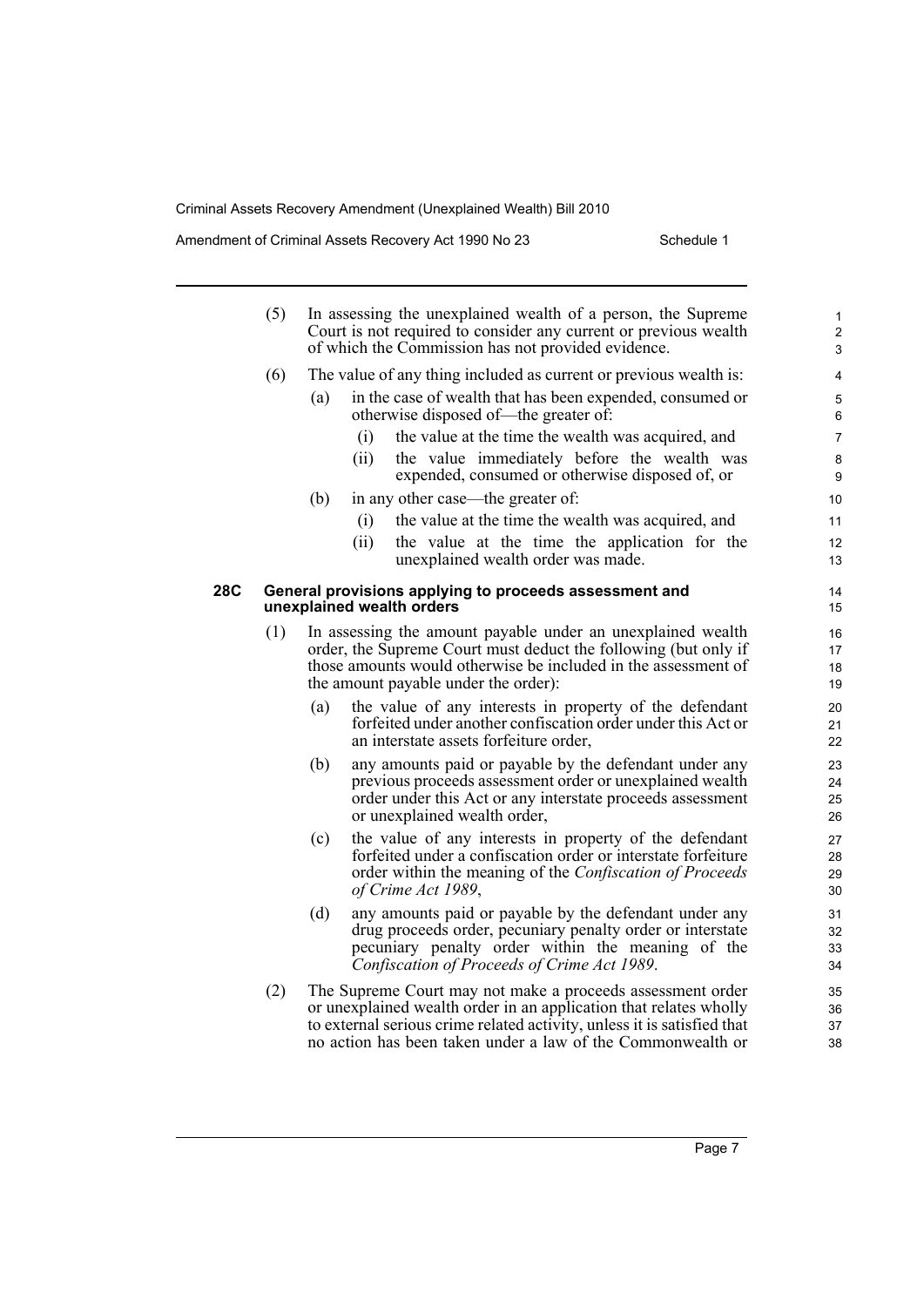(5) In assessing the unexplained wealth of a person, the Supreme Court is not required to consider any current or previous wealth of which the Commission has not provided evidence.

(6) The value of any thing included as current or previous wealth is:

- (a) in the case of wealth that has been expended, consumed or otherwise disposed of—the greater of:
  - (i) the value at the time the wealth was acquired, and
  - (ii) the value immediately before the wealth was expended, consumed or otherwise disposed of, or
- (b) in any other case—the greater of:
  - (i) the value at the time the wealth was acquired, and
  - (ii) the value at the time the application for the unexplained wealth order was made.

### 28C General provisions applying to proceeds assessment and unexplained wealth orders

(1) In assessing the amount payable under an unexplained wealth order, the Supreme Court must deduct the following (but only if those amounts would otherwise be included in the assessment of the amount payable under the order):

- (a) the value of any interests in property of the defendant forfeited under another confiscation order under this Act or an interstate assets forfeiture order,
- (b) any amounts paid or payable by the defendant under any previous proceeds assessment order or unexplained wealth order under this Act or any interstate proceeds assessment or unexplained wealth order,
- (c) the value of any interests in property of the defendant forfeited under a confiscation order or interstate forfeiture order within the meaning of the *Confiscation of Proceeds of Crime Act 1989*,
- (d) any amounts paid or payable by the defendant under any drug proceeds order, pecuniary penalty order or interstate pecuniary penalty order within the meaning of the *Confiscation of Proceeds of Crime Act 1989*.

(2) The Supreme Court may not make a proceeds assessment order or unexplained wealth order in an application that relates wholly to external serious crime related activity, unless it is satisfied that no action has been taken under a law of the Commonwealth or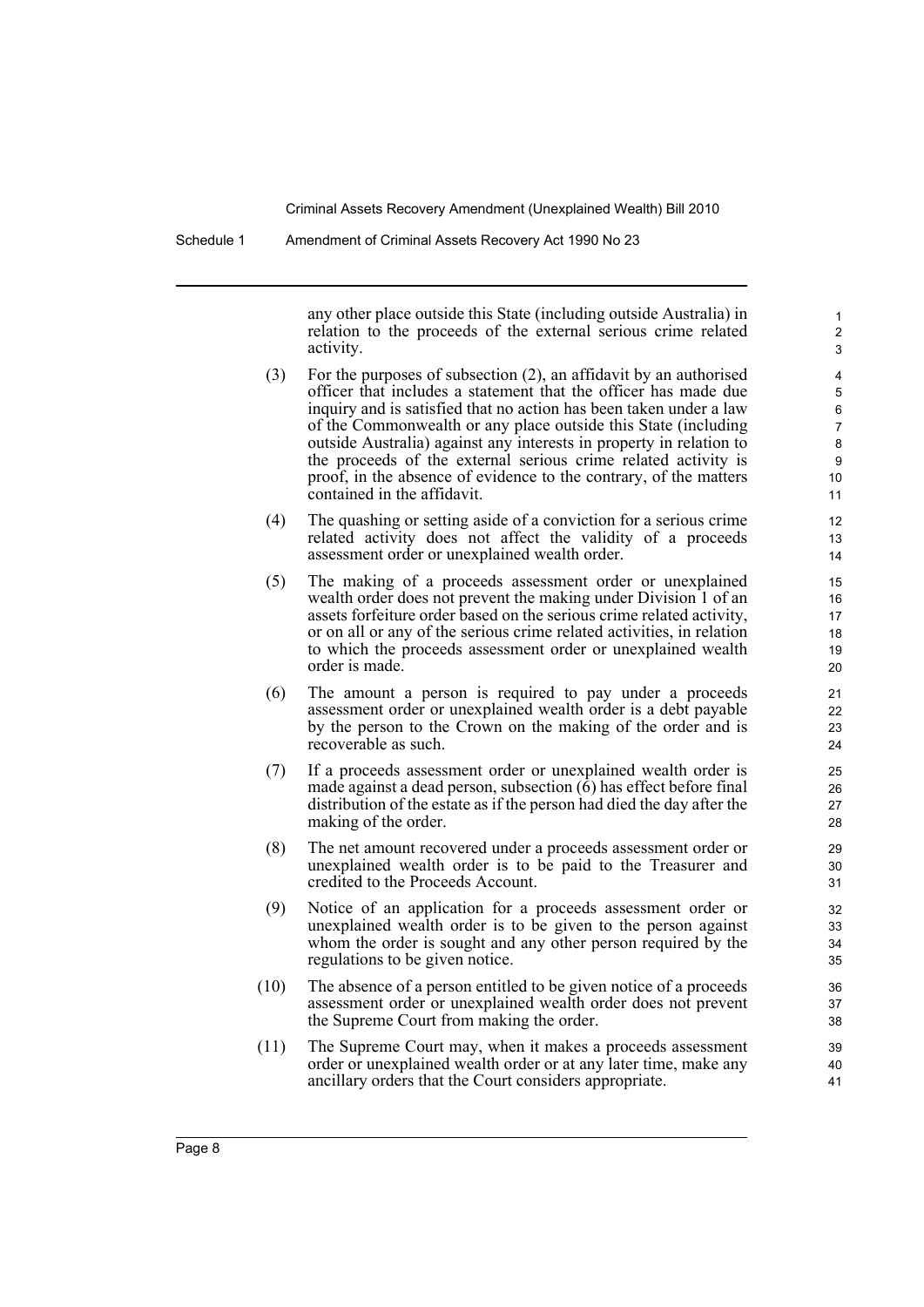any other place outside this State (including outside Australia) in relation to the proceeds of the external serious crime related activity.

(3) For the purposes of subsection (2), an affidavit by an authorised officer that includes a statement that the officer has made due inquiry and is satisfied that no action has been taken under a law of the Commonwealth or any place outside this State (including outside Australia) against any interests in property in relation to the proceeds of the external serious crime related activity is proof, in the absence of evidence to the contrary, of the matters contained in the affidavit.

(4) The quashing or setting aside of a conviction for a serious crime related activity does not affect the validity of a proceeds assessment order or unexplained wealth order.

(5) The making of a proceeds assessment order or unexplained wealth order does not prevent the making under Division 1 of an assets forfeiture order based on the serious crime related activity, or on all or any of the serious crime related activities, in relation to which the proceeds assessment order or unexplained wealth order is made.

(6) The amount a person is required to pay under a proceeds assessment order or unexplained wealth order is a debt payable by the person to the Crown on the making of the order and is recoverable as such.

(7) If a proceeds assessment order or unexplained wealth order is made against a dead person, subsection (6) has effect before final distribution of the estate as if the person had died the day after the making of the order.

(8) The net amount recovered under a proceeds assessment order or unexplained wealth order is to be paid to the Treasurer and credited to the Proceeds Account.

(9) Notice of an application for a proceeds assessment order or unexplained wealth order is to be given to the person against whom the order is sought and any other person required by the regulations to be given notice.

(10) The absence of a person entitled to be given notice of a proceeds assessment order or unexplained wealth order does not prevent the Supreme Court from making the order.

(11) The Supreme Court may, when it makes a proceeds assessment order or unexplained wealth order or at any later time, make any ancillary orders that the Court considers appropriate.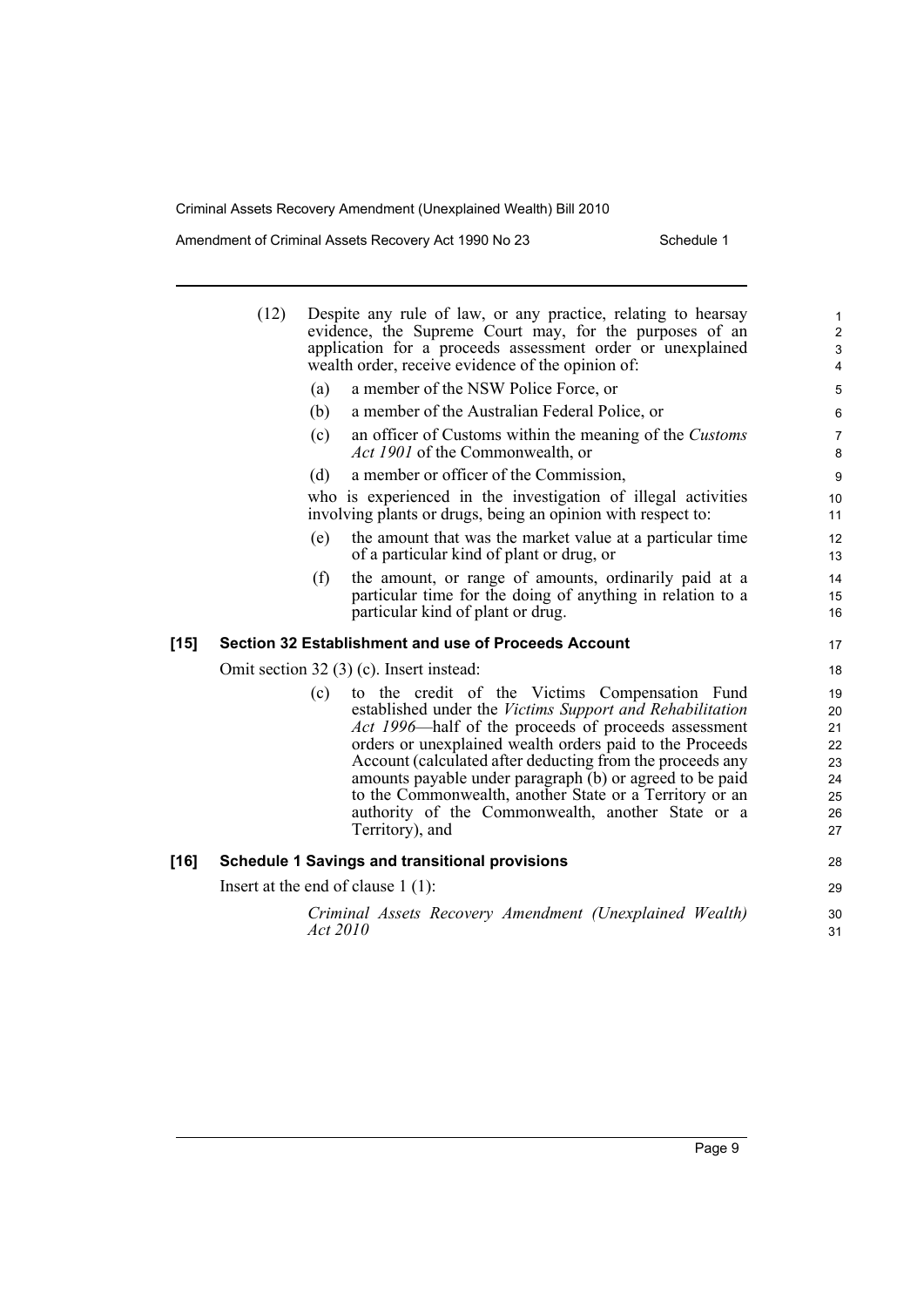(12) Despite any rule of law, or any practice, relating to hearsay evidence, the Supreme Court may, for the purposes of an application for a proceeds assessment order or unexplained wealth order, receive evidence of the opinion of:

- (a) a member of the NSW Police Force, or
- (b) a member of the Australian Federal Police, or
- (c) an officer of Customs within the meaning of the *Customs Act 1901* of the Commonwealth, or
- (d) a member or officer of the Commission,

who is experienced in the investigation of illegal activities involving plants or drugs, being an opinion with respect to:

- (e) the amount that was the market value at a particular time of a particular kind of plant or drug, or
- (f) the amount, or range of amounts, ordinarily paid at a particular time for the doing of anything in relation to a particular kind of plant or drug.

### [15] Section 32 Establishment and use of Proceeds Account

Omit section 32 (3) (c). Insert instead:

- (c) to the credit of the Victims Compensation Fund established under the *Victims Support and Rehabilitation Act 1996*—half of the proceeds of proceeds assessment orders or unexplained wealth orders paid to the Proceeds Account (calculated after deducting from the proceeds any amounts payable under paragraph (b) or agreed to be paid to the Commonwealth, another State or a Territory or an authority of the Commonwealth, another State or a Territory), and

### [16] Schedule 1 Savings and transitional provisions

Insert at the end of clause 1 (1):

*Criminal Assets Recovery Amendment (Unexplained Wealth) Act 2010*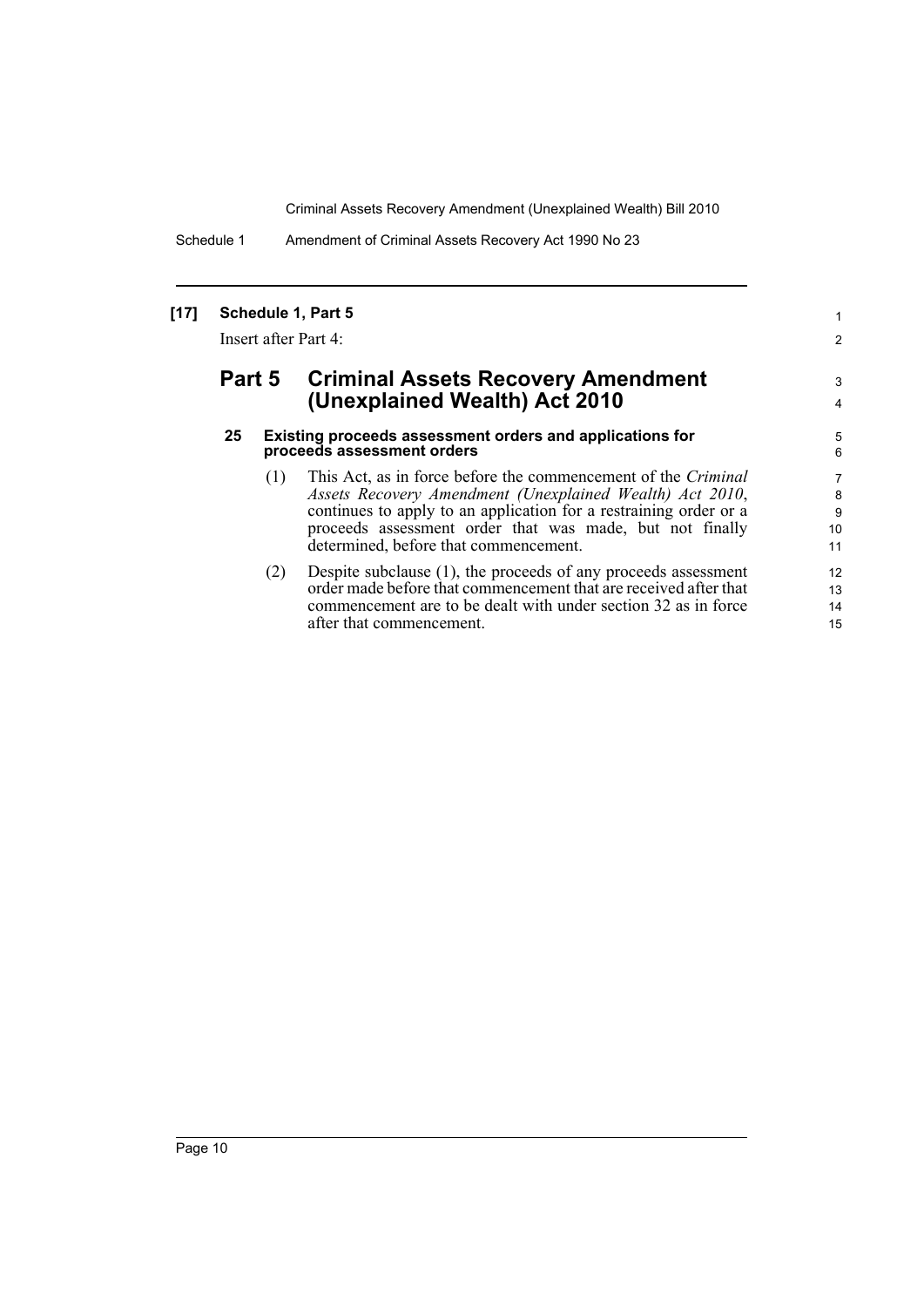**[17] Schedule 1, Part 5**

Insert after Part 4:

## Part 5 Criminal Assets Recovery Amendment (Unexplained Wealth) Act 2010

### 25 Existing proceeds assessment orders and applications for proceeds assessment orders

(1) This Act, as in force before the commencement of the *Criminal Assets Recovery Amendment (Unexplained Wealth) Act 2010*, continues to apply to an application for a restraining order or a proceeds assessment order that was made, but not finally determined, before that commencement.

(2) Despite subclause (1), the proceeds of any proceeds assessment order made before that commencement that are received after that commencement are to be dealt with under section 32 as in force after that commencement.